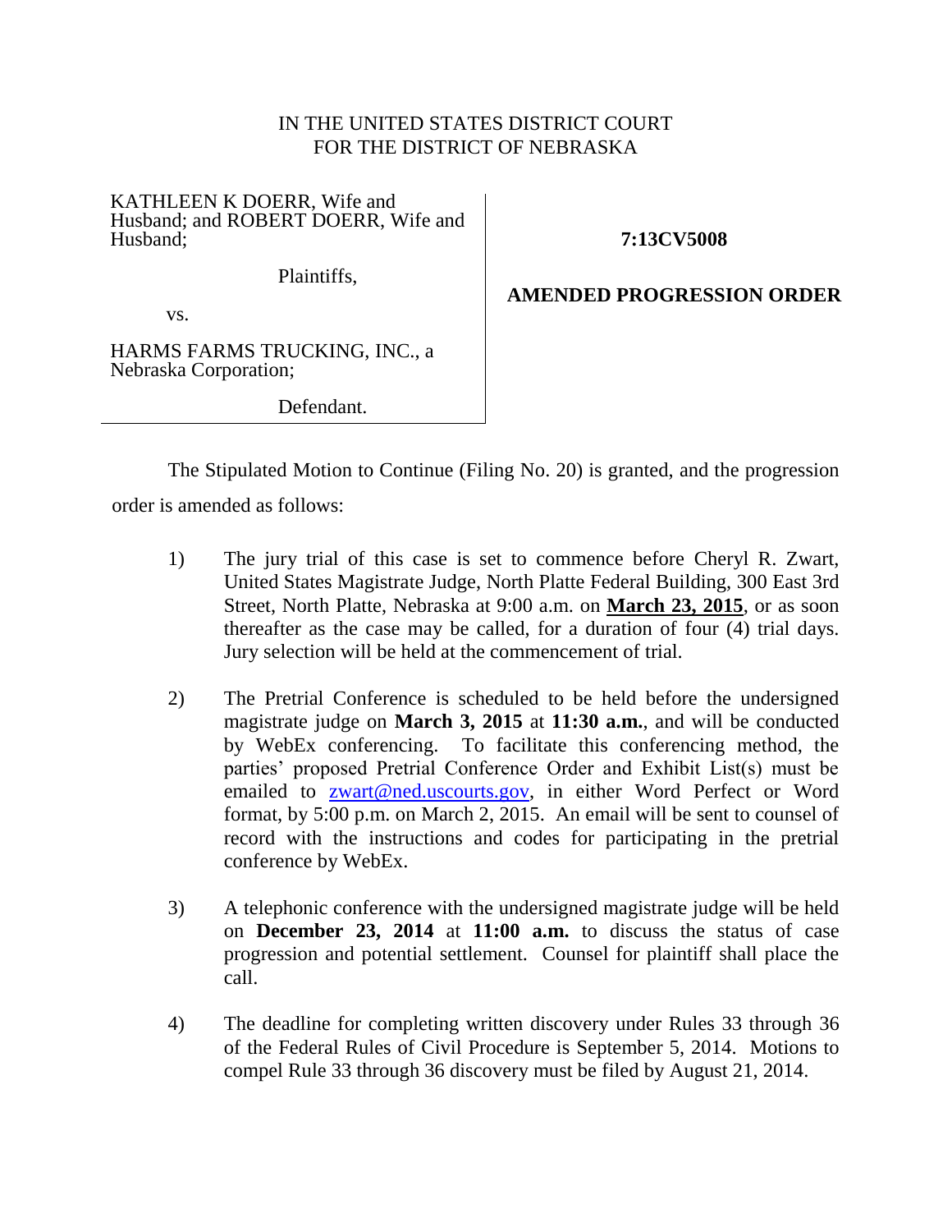IN THE UNITED STATES DISTRICT COURT
FOR THE DISTRICT OF NEBRASKA

KATHLEEN K DOERR, Wife and Husband; and ROBERT DOERR, Wife and Husband;

Plaintiffs,

vs.

HARMS FARMS TRUCKING, INC., a Nebraska Corporation;

Defendant.

**7:13CV5008**

**AMENDED PROGRESSION ORDER**

The Stipulated Motion to Continue (Filing No. 20) is granted, and the progression order is amended as follows:

1) The jury trial of this case is set to commence before Cheryl R. Zwart, United States Magistrate Judge, North Platte Federal Building, 300 East 3rd Street, North Platte, Nebraska at 9:00 a.m. on **March 23, 2015**, or as soon thereafter as the case may be called, for a duration of four (4) trial days. Jury selection will be held at the commencement of trial.

2) The Pretrial Conference is scheduled to be held before the undersigned magistrate judge on **March 3, 2015** at **11:30 a.m.**, and will be conducted by WebEx conferencing. To facilitate this conferencing method, the parties' proposed Pretrial Conference Order and Exhibit List(s) must be emailed to zwart@ned.uscourts.gov, in either Word Perfect or Word format, by 5:00 p.m. on March 2, 2015. An email will be sent to counsel of record with the instructions and codes for participating in the pretrial conference by WebEx.

3) A telephonic conference with the undersigned magistrate judge will be held on **December 23, 2014** at **11:00 a.m.** to discuss the status of case progression and potential settlement. Counsel for plaintiff shall place the call.

4) The deadline for completing written discovery under Rules 33 through 36 of the Federal Rules of Civil Procedure is September 5, 2014. Motions to compel Rule 33 through 36 discovery must be filed by August 21, 2014.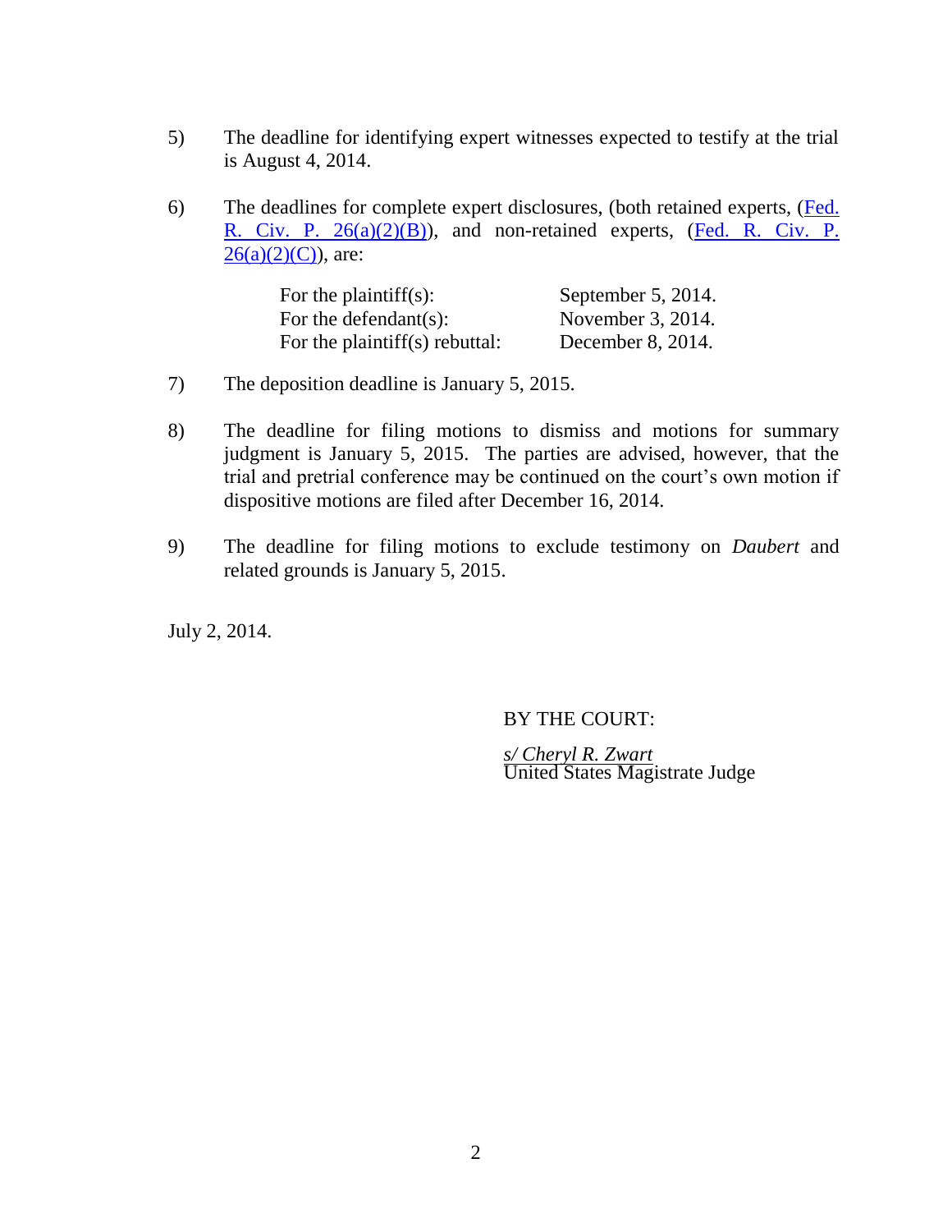5) The deadline for identifying expert witnesses expected to testify at the trial is August 4, 2014.

6) The deadlines for complete expert disclosures, (both retained experts, (Fed. R. Civ. P. 26(a)(2)(B)), and non-retained experts, (Fed. R. Civ. P. 26(a)(2)(C)), are:

| | |
|---|---|
| For the plaintiff(s): | September 5, 2014. |
| For the defendant(s): | November 3, 2014. |
| For the plaintiff(s) rebuttal: | December 8, 2014. |

7) The deposition deadline is January 5, 2015.

8) The deadline for filing motions to dismiss and motions for summary judgment is January 5, 2015. The parties are advised, however, that the trial and pretrial conference may be continued on the court's own motion if dispositive motions are filed after December 16, 2014.

9) The deadline for filing motions to exclude testimony on *Daubert* and related grounds is January 5, 2015.

July 2, 2014.

BY THE COURT:

*s/ Cheryl R. Zwart*
United States Magistrate Judge